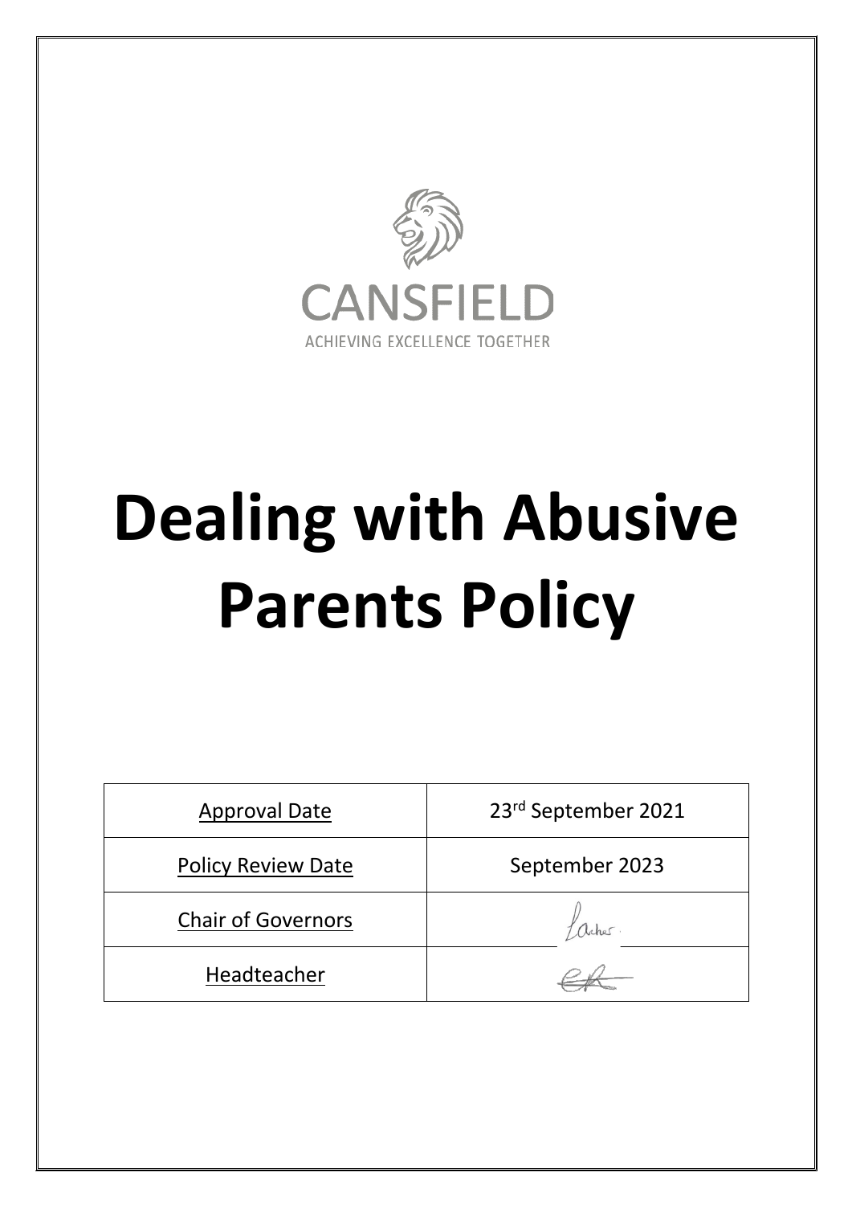CANSFIELD

ACHIEVING EXCELLENCE TOGETHER

# Dealing with Abusive Parents Policy

| Approval Date | 23rd September 2021 |
|---|---|
| Policy Review Date | September 2023 |
| Chair of Governors | Archer |
| Headteacher | |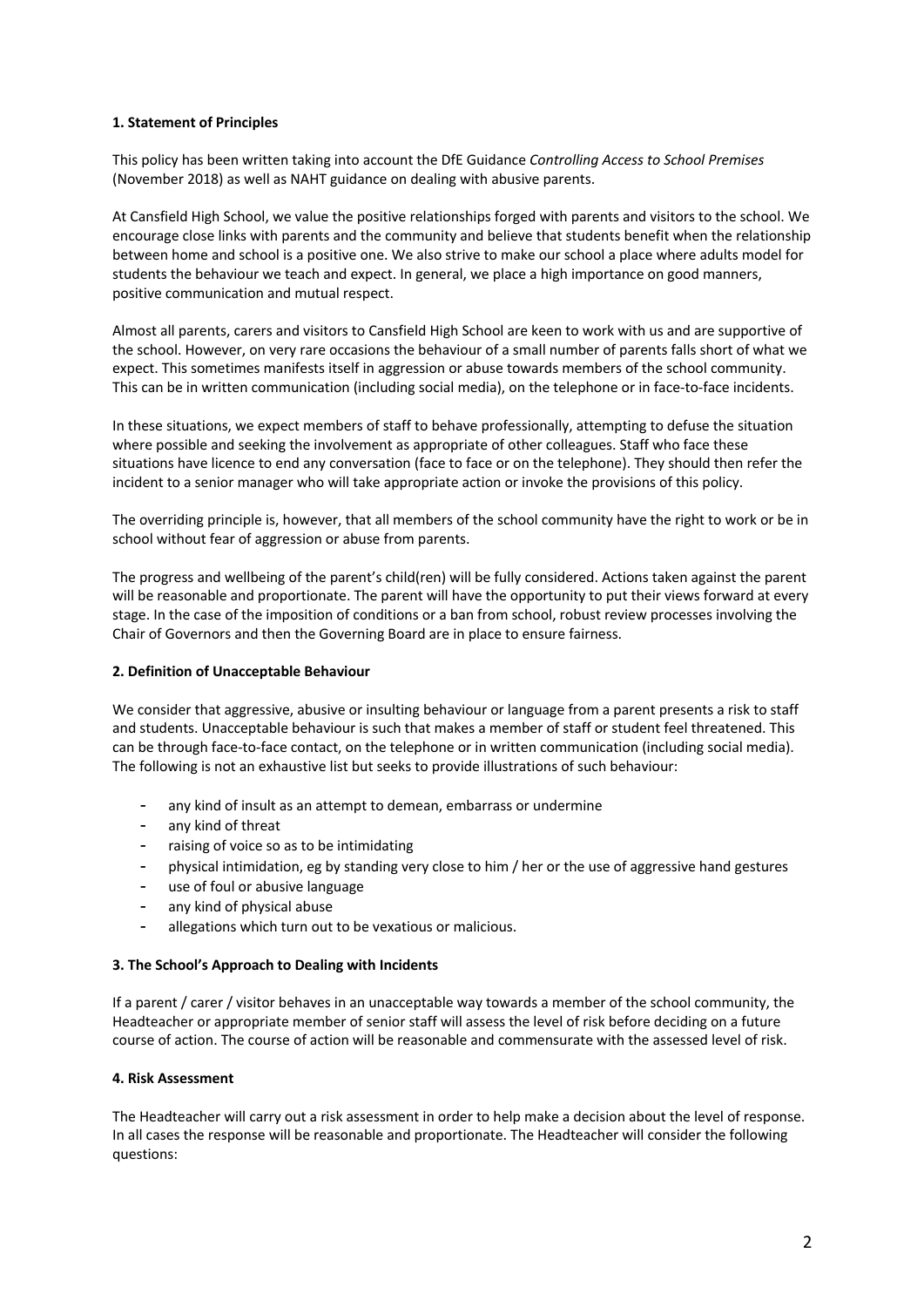#### 1. Statement of Principles

This policy has been written taking into account the DfE Guidance *Controlling Access to School Premises* (November 2018) as well as NAHT guidance on dealing with abusive parents.

At Cansfield High School, we value the positive relationships forged with parents and visitors to the school. We encourage close links with parents and the community and believe that students benefit when the relationship between home and school is a positive one. We also strive to make our school a place where adults model for students the behaviour we teach and expect. In general, we place a high importance on good manners, positive communication and mutual respect.

Almost all parents, carers and visitors to Cansfield High School are keen to work with us and are supportive of the school. However, on very rare occasions the behaviour of a small number of parents falls short of what we expect. This sometimes manifests itself in aggression or abuse towards members of the school community. This can be in written communication (including social media), on the telephone or in face-to-face incidents.

In these situations, we expect members of staff to behave professionally, attempting to defuse the situation where possible and seeking the involvement as appropriate of other colleagues. Staff who face these situations have licence to end any conversation (face to face or on the telephone). They should then refer the incident to a senior manager who will take appropriate action or invoke the provisions of this policy.

The overriding principle is, however, that all members of the school community have the right to work or be in school without fear of aggression or abuse from parents.

The progress and wellbeing of the parent's child(ren) will be fully considered. Actions taken against the parent will be reasonable and proportionate. The parent will have the opportunity to put their views forward at every stage. In the case of the imposition of conditions or a ban from school, robust review processes involving the Chair of Governors and then the Governing Board are in place to ensure fairness.

#### 2. Definition of Unacceptable Behaviour

We consider that aggressive, abusive or insulting behaviour or language from a parent presents a risk to staff and students. Unacceptable behaviour is such that makes a member of staff or student feel threatened. This can be through face-to-face contact, on the telephone or in written communication (including social media). The following is not an exhaustive list but seeks to provide illustrations of such behaviour:

- any kind of insult as an attempt to demean, embarrass or undermine
- any kind of threat
- raising of voice so as to be intimidating
- physical intimidation, eg by standing very close to him / her or the use of aggressive hand gestures
- use of foul or abusive language
- any kind of physical abuse
- allegations which turn out to be vexatious or malicious.

#### 3. The School's Approach to Dealing with Incidents

If a parent / carer / visitor behaves in an unacceptable way towards a member of the school community, the Headteacher or appropriate member of senior staff will assess the level of risk before deciding on a future course of action. The course of action will be reasonable and commensurate with the assessed level of risk.

#### 4. Risk Assessment

The Headteacher will carry out a risk assessment in order to help make a decision about the level of response. In all cases the response will be reasonable and proportionate. The Headteacher will consider the following questions: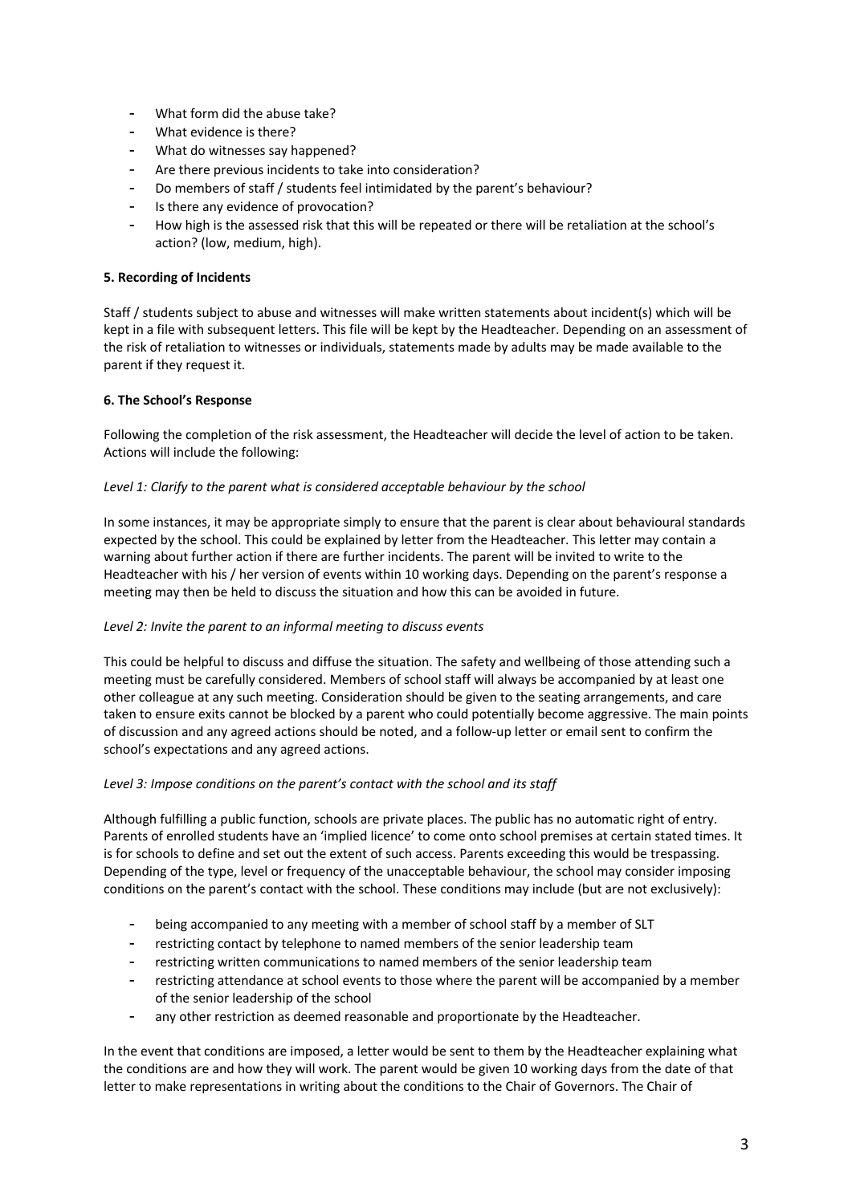- What form did the abuse take?
- What evidence is there?
- What do witnesses say happened?
- Are there previous incidents to take into consideration?
- Do members of staff / students feel intimidated by the parent's behaviour?
- Is there any evidence of provocation?
- How high is the assessed risk that this will be repeated or there will be retaliation at the school's action? (low, medium, high).

**5. Recording of Incidents**

Staff / students subject to abuse and witnesses will make written statements about incident(s) which will be kept in a file with subsequent letters. This file will be kept by the Headteacher. Depending on an assessment of the risk of retaliation to witnesses or individuals, statements made by adults may be made available to the parent if they request it.

**6. The School's Response**

Following the completion of the risk assessment, the Headteacher will decide the level of action to be taken. Actions will include the following:

*Level 1: Clarify to the parent what is considered acceptable behaviour by the school*

In some instances, it may be appropriate simply to ensure that the parent is clear about behavioural standards expected by the school. This could be explained by letter from the Headteacher. This letter may contain a warning about further action if there are further incidents. The parent will be invited to write to the Headteacher with his / her version of events within 10 working days. Depending on the parent's response a meeting may then be held to discuss the situation and how this can be avoided in future.

*Level 2: Invite the parent to an informal meeting to discuss events*

This could be helpful to discuss and diffuse the situation. The safety and wellbeing of those attending such a meeting must be carefully considered. Members of school staff will always be accompanied by at least one other colleague at any such meeting. Consideration should be given to the seating arrangements, and care taken to ensure exits cannot be blocked by a parent who could potentially become aggressive. The main points of discussion and any agreed actions should be noted, and a follow-up letter or email sent to confirm the school's expectations and any agreed actions.

*Level 3: Impose conditions on the parent's contact with the school and its staff*

Although fulfilling a public function, schools are private places. The public has no automatic right of entry. Parents of enrolled students have an 'implied licence' to come onto school premises at certain stated times. It is for schools to define and set out the extent of such access. Parents exceeding this would be trespassing. Depending of the type, level or frequency of the unacceptable behaviour, the school may consider imposing conditions on the parent's contact with the school. These conditions may include (but are not exclusively):

- being accompanied to any meeting with a member of school staff by a member of SLT
- restricting contact by telephone to named members of the senior leadership team
- restricting written communications to named members of the senior leadership team
- restricting attendance at school events to those where the parent will be accompanied by a member of the senior leadership of the school
- any other restriction as deemed reasonable and proportionate by the Headteacher.

In the event that conditions are imposed, a letter would be sent to them by the Headteacher explaining what the conditions are and how they will work. The parent would be given 10 working days from the date of that letter to make representations in writing about the conditions to the Chair of Governors. The Chair of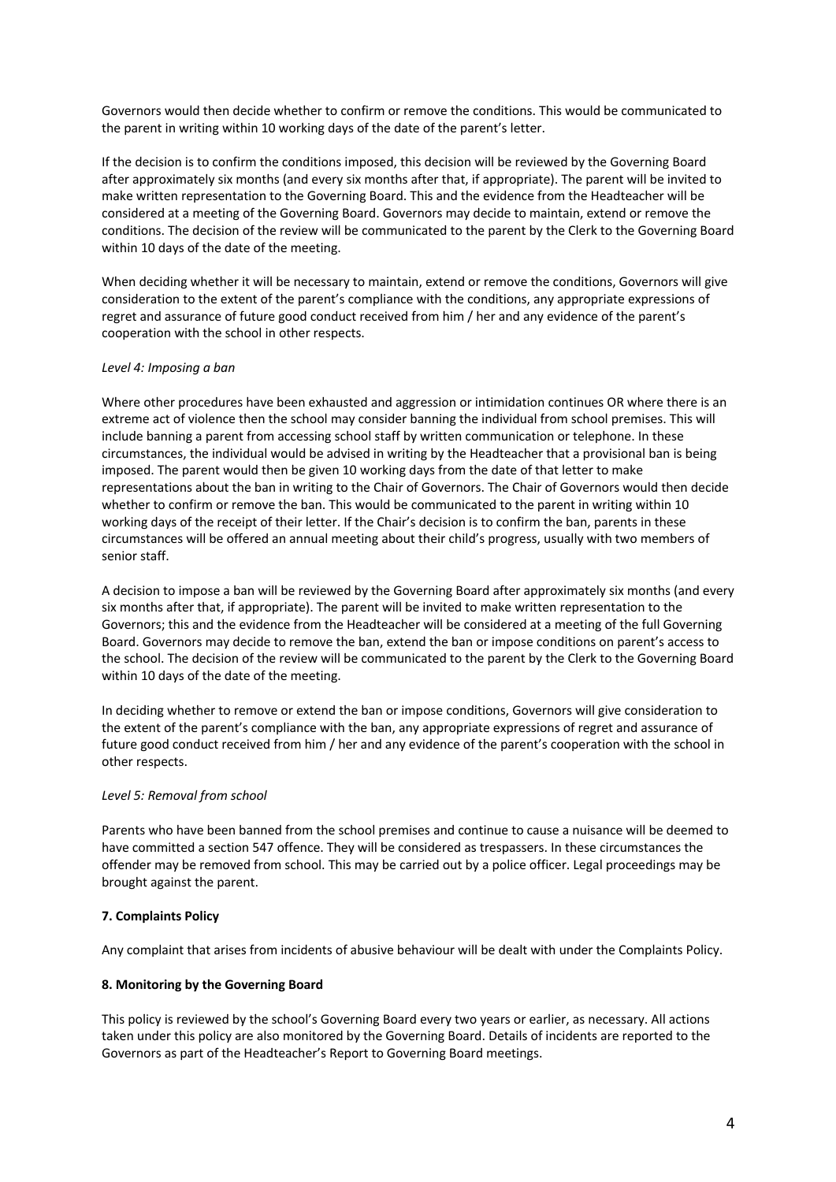Governors would then decide whether to confirm or remove the conditions. This would be communicated to the parent in writing within 10 working days of the date of the parent's letter.

If the decision is to confirm the conditions imposed, this decision will be reviewed by the Governing Board after approximately six months (and every six months after that, if appropriate). The parent will be invited to make written representation to the Governing Board. This and the evidence from the Headteacher will be considered at a meeting of the Governing Board. Governors may decide to maintain, extend or remove the conditions. The decision of the review will be communicated to the parent by the Clerk to the Governing Board within 10 days of the date of the meeting.

When deciding whether it will be necessary to maintain, extend or remove the conditions, Governors will give consideration to the extent of the parent's compliance with the conditions, any appropriate expressions of regret and assurance of future good conduct received from him / her and any evidence of the parent's cooperation with the school in other respects.

*Level 4: Imposing a ban*

Where other procedures have been exhausted and aggression or intimidation continues OR where there is an extreme act of violence then the school may consider banning the individual from school premises. This will include banning a parent from accessing school staff by written communication or telephone. In these circumstances, the individual would be advised in writing by the Headteacher that a provisional ban is being imposed. The parent would then be given 10 working days from the date of that letter to make representations about the ban in writing to the Chair of Governors. The Chair of Governors would then decide whether to confirm or remove the ban. This would be communicated to the parent in writing within 10 working days of the receipt of their letter. If the Chair's decision is to confirm the ban, parents in these circumstances will be offered an annual meeting about their child's progress, usually with two members of senior staff.

A decision to impose a ban will be reviewed by the Governing Board after approximately six months (and every six months after that, if appropriate). The parent will be invited to make written representation to the Governors; this and the evidence from the Headteacher will be considered at a meeting of the full Governing Board. Governors may decide to remove the ban, extend the ban or impose conditions on parent's access to the school. The decision of the review will be communicated to the parent by the Clerk to the Governing Board within 10 days of the date of the meeting.

In deciding whether to remove or extend the ban or impose conditions, Governors will give consideration to the extent of the parent's compliance with the ban, any appropriate expressions of regret and assurance of future good conduct received from him / her and any evidence of the parent's cooperation with the school in other respects.

*Level 5: Removal from school*

Parents who have been banned from the school premises and continue to cause a nuisance will be deemed to have committed a section 547 offence. They will be considered as trespassers. In these circumstances the offender may be removed from school. This may be carried out by a police officer. Legal proceedings may be brought against the parent.

**7. Complaints Policy**

Any complaint that arises from incidents of abusive behaviour will be dealt with under the Complaints Policy.

**8. Monitoring by the Governing Board**

This policy is reviewed by the school's Governing Board every two years or earlier, as necessary. All actions taken under this policy are also monitored by the Governing Board. Details of incidents are reported to the Governors as part of the Headteacher's Report to Governing Board meetings.